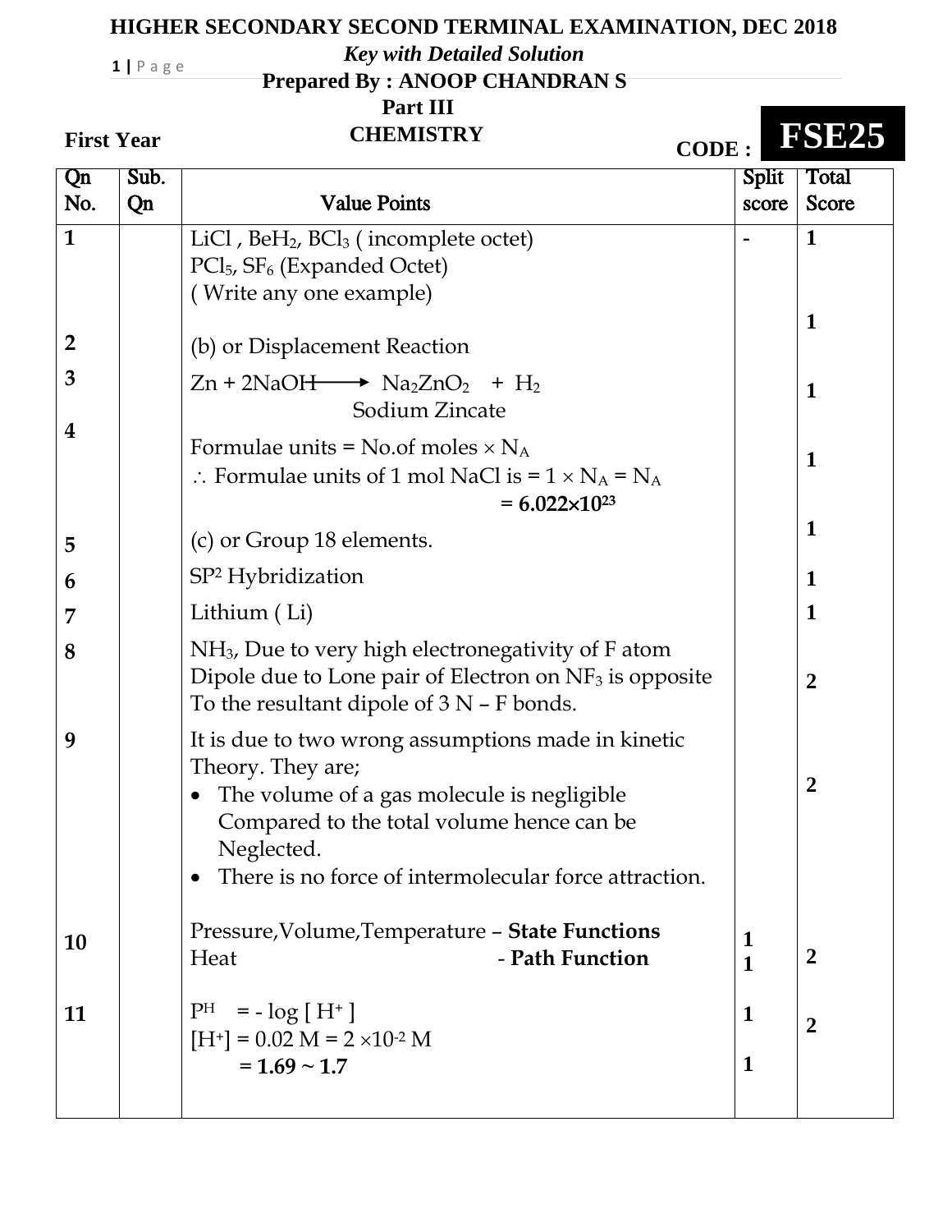# HIGHER SECONDARY SECOND TERMINAL EXAMINATION, DEC 2018

*Key with Detailed Solution*

**Prepared By : ANOOP CHANDRAN S**

**Part III**

**CHEMISTRY**

**First Year** **CODE : FSE25**

| Qn No. | Sub. Qn | Value Points | Split score | Total Score |
|---|---|---|---|---|
| 1 | | $LiCl$ , $BeH_2$, $BCl_3$ ( incomplete octet)<br>$PCl_5$, $SF_6$ (Expanded Octet)<br>( Write any one example) | - | 1 |
| 2 | | (b) or Displacement Reaction | | 1 |
| 3 | | $Zn + 2NaOH \longrightarrow Na_2ZnO_2 + H_2$<br>Sodium Zincate | | 1 |
| 4 | | Formulae units = No.of moles × $N_A$<br>∴ Formulae units of 1 mol NaCl is = 1 × $N_A$ = $N_A$<br>**= $6.022 \times 10^{23}$** | | 1 |
| 5 | | (c) or Group 18 elements. | | 1 |
| 6 | | $SP^2$ Hybridization | | 1 |
| 7 | | Lithium ( Li) | | 1 |
| 8 | | $NH_3$, Due to very high electronegativity of F atom Dipole due to Lone pair of Electron on $NF_3$ is opposite To the resultant dipole of 3 N – F bonds. | | 2 |
| 9 | | It is due to two wrong assumptions made in kinetic Theory. They are;<br>• The volume of a gas molecule is negligible Compared to the total volume hence can be Neglected.<br>• There is no force of intermolecular force attraction. | | 2 |
| 10 | | Pressure,Volume,Temperature – **State Functions**<br>Heat - **Path Function** | 1<br>1 | 2 |
| 11 | | $P^H = - \log [ H^+ ]$<br>$[H^+] = 0.02$ M = $2 \times 10^{-2}$ M<br>**= 1.69 ~ 1.7** | 1<br>1 | 2 |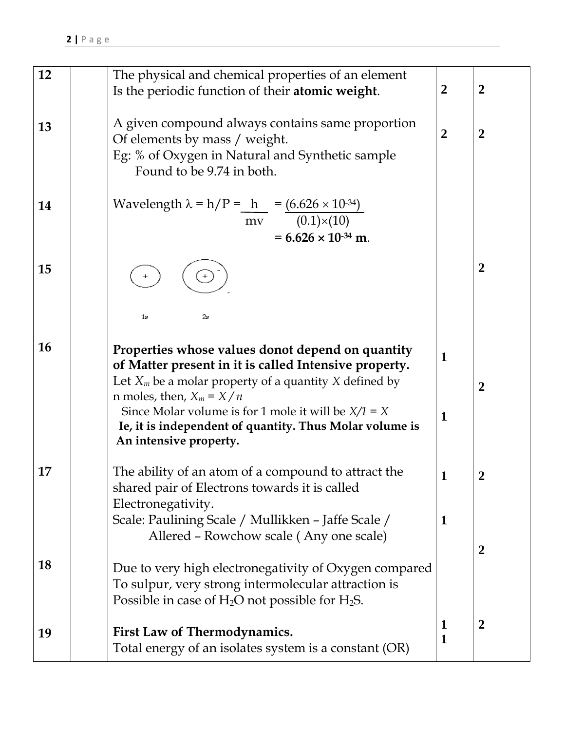| | | | | |
|---|---|---|---|---|
| 12 | | The physical and chemical properties of an element Is the periodic function of their **atomic weight**. | 2 | 2 |
| 13 | | A given compound always contains same proportion Of elements by mass / weight.<br>Eg: % of Oxygen in Natural and Synthetic sample Found to be 9.74 in both. | 2 | 2 |
| 14 | | Wavelength $\lambda = h/P = \frac{h}{mv} = \frac{(6.626 \times 10^{-34})}{(0.1)\times(10)}$<br>$= \mathbf{6.626 \times 10^{-34}}$ **m**. | | |
| 15 | | (+) (⊕ −)<br>1s 2s | | 2 |
| 16 | | **Properties whose values donot depend on quantity of Matter present in it is called Intensive property.**<br>Let $X_m$ be a molar property of a quantity $X$ defined by n moles, then, $X_m = X / n$<br>Since Molar volume is for 1 mole it will be $X/1 = X$<br>**Ie, it is independent of quantity. Thus Molar volume is An intensive property.** | 1<br><br>1 | 2 |
| 17 | | The ability of an atom of a compound to attract the shared pair of Electrons towards it is called Electronegativity.<br>Scale: Paulining Scale / Mullikken – Jaffe Scale / Allered – Rowchow scale ( Any one scale) | 1<br><br>1 | 2 |
| 18 | | Due to very high electronegativity of Oxygen compared To sulpur, very strong intermolecular attraction is Possible in case of $H_2O$ not possible for $H_2S$. | | 2 |
| 19 | | **First Law of Thermodynamics.**<br>Total energy of an isolates system is a constant (OR) | 1<br>1 | 2 |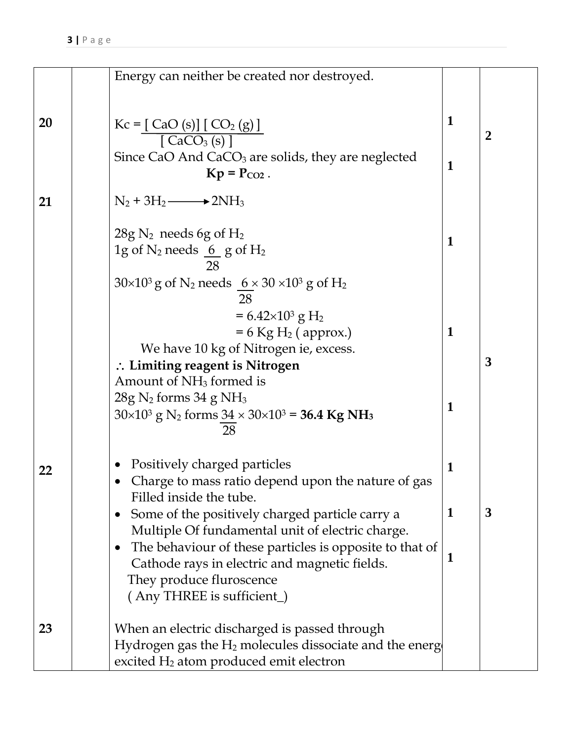| | | | | |
|---|---|---|---|---|
| | | Energy can neither be created nor destroyed. | | |
| 20 | | $Kc = \frac{[CaO(s)][CO_2(g)]}{[CaCO_3(s)]}$<br>Since CaO And $CaCO_3$ are solids, they are neglected<br>**$Kp = P_{CO_2}$** . | 1<br><br>1 | 2 |
| 21 | | $N_2 + 3H_2 \longrightarrow 2NH_3$<br><br>28g $N_2$ needs 6g of $H_2$<br>1g of $N_2$ needs $\frac{6}{28}$ g of $H_2$<br>$30\times10^3$ g of $N_2$ needs $\frac{6}{28} \times 30 \times10^3$ g of $H_2$<br>$= 6.42\times10^3$ g $H_2$<br>= 6 Kg $H_2$ ( approx.)<br>We have 10 kg of Nitrogen ie, excess.<br>∴ **Limiting reagent is Nitrogen**<br>Amount of $NH_3$ formed is<br>28g $N_2$ forms 34 g $NH_3$<br>$30\times10^3$ g $N_2$ forms $\frac{34}{28} \times 30\times10^3$ = **36.4 Kg $NH_3$** | 1<br><br>1<br><br>1 | 3 |
| 22 | | • Positively charged particles<br>• Charge to mass ratio depend upon the nature of gas Filled inside the tube.<br>• Some of the positively charged particle carry a Multiple Of fundamental unit of electric charge.<br>• The behaviour of these particles is opposite to that of Cathode rays in electric and magnetic fields.<br>They produce fluroscence<br>( Any THREE is sufficient_) | 1<br><br>1<br><br>1 | 3 |
| 23 | | When an electric discharged is passed through Hydrogen gas the $H_2$ molecules dissociate and the energ excited $H_2$ atom produced emit electron | | |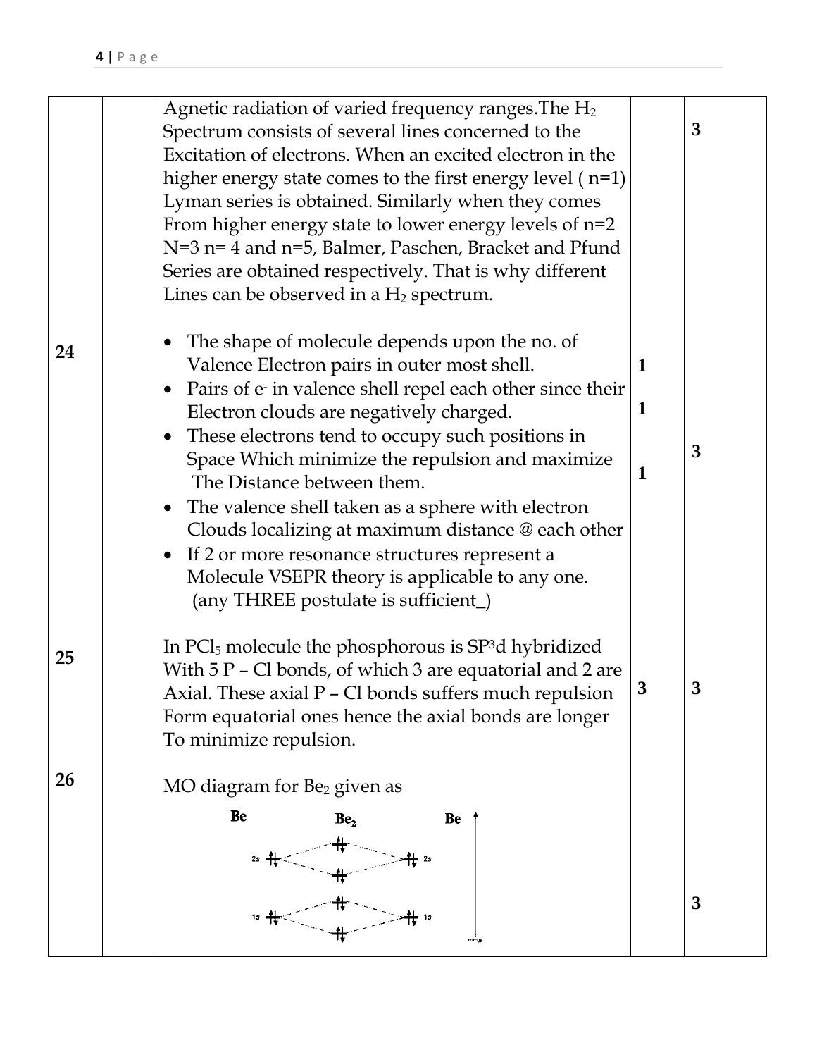| | | | | |
|---|---|---|---|---|
| | | Agnetic radiation of varied frequency ranges.The $H_2$ Spectrum consists of several lines concerned to the Excitation of electrons. When an excited electron in the higher energy state comes to the first energy level ( n=1) Lyman series is obtained. Similarly when they comes From higher energy state to lower energy levels of n=2 N=3 n= 4 and n=5, Balmer, Paschen, Bracket and Pfund Series are obtained respectively. That is why different Lines can be observed in a $H_2$ spectrum. | | 3 |
| 24 | | • The shape of molecule depends upon the no. of Valence Electron pairs in outer most shell.<br>• Pairs of $e^-$ in valence shell repel each other since their Electron clouds are negatively charged.<br>• These electrons tend to occupy such positions in Space Which minimize the repulsion and maximize The Distance between them.<br>• The valence shell taken as a sphere with electron Clouds localizing at maximum distance @ each other<br>• If 2 or more resonance structures represent a Molecule VSEPR theory is applicable to any one.<br>(any THREE postulate is sufficient_) | 1<br>1<br>1 | 3 |
| 25 | | In $PCl_5$ molecule the phosphorous is $SP^3d$ hybridized With 5 P – Cl bonds, of which 3 are equatorial and 2 are Axial. These axial P – Cl bonds suffers much repulsion Form equatorial ones hence the axial bonds are longer To minimize repulsion. | 3 | 3 |
| 26 | | MO diagram for $Be_2$ given as<br>Be Be$_2$ Be<br>2s 2s<br>1s 1s<br>energy | | 3 |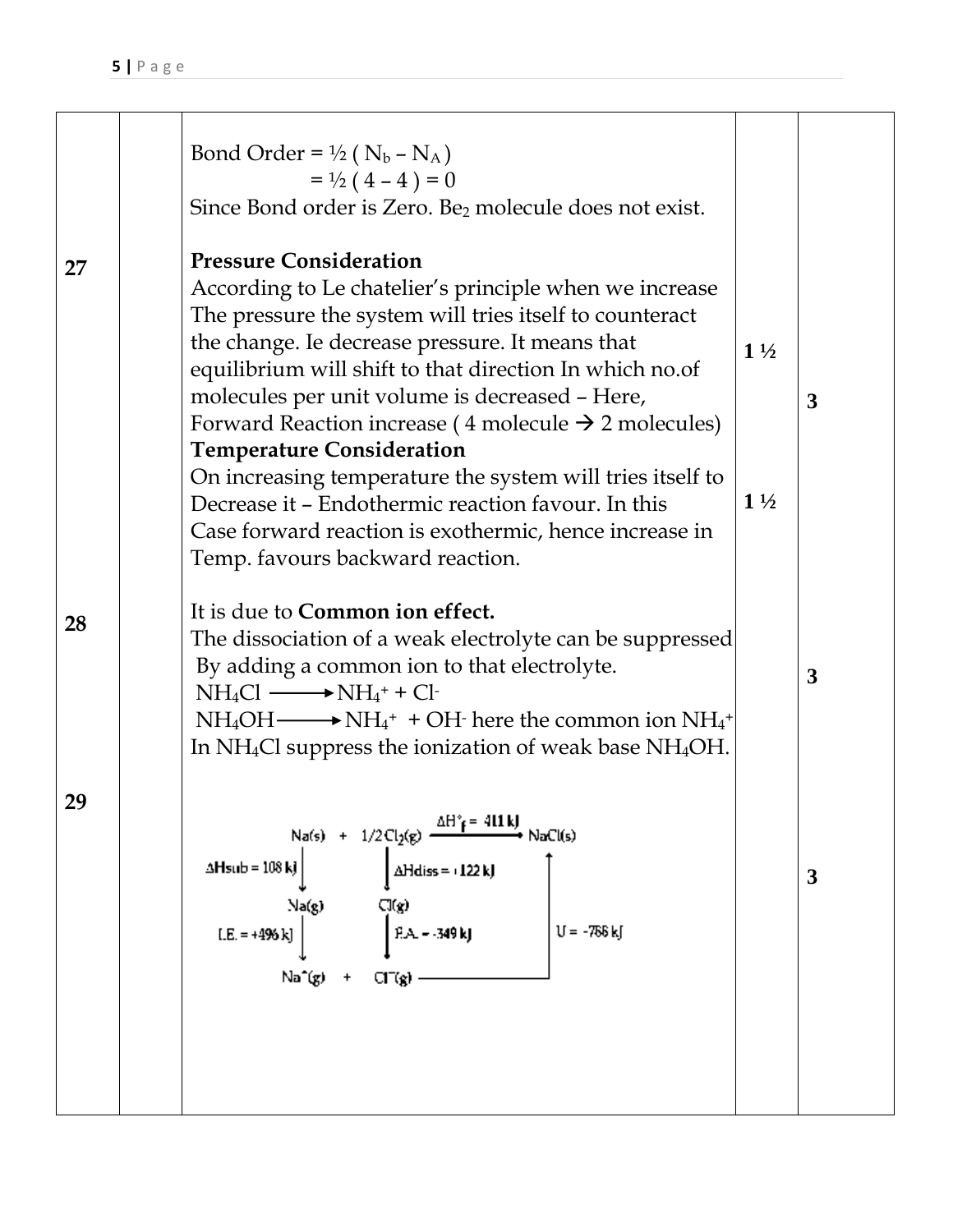| | | | | |
|---|---|---|---|---|
| | | Bond Order = ½ ( $N_b - N_A$ ) <br> = ½ ( 4 – 4 ) = 0 <br> Since Bond order is Zero. $Be_2$ molecule does not exist. | | |
| 27 | | **Pressure Consideration** <br> According to Le chatelier's principle when we increase The pressure the system will tries itself to counteract the change. Ie decrease pressure. It means that equilibrium will shift to that direction In which no.of molecules per unit volume is decreased – Here, Forward Reaction increase ( 4 molecule → 2 molecules) <br> **Temperature Consideration** <br> On increasing temperature the system will tries itself to Decrease it – Endothermic reaction favour. In this Case forward reaction is exothermic, hence increase in Temp. favours backward reaction. | 1 ½ <br><br> 1 ½ | 3 |
| 28 | | It is due to **Common ion effect.** <br> The dissociation of a weak electrolyte can be suppressed By adding a common ion to that electrolyte. <br> $NH_4Cl \longrightarrow NH_4^+ + Cl^-$ <br> $NH_4OH \longrightarrow NH_4^+ + OH^-$ here the common ion $NH_4^+$ In $NH_4Cl$ suppress the ionization of weak base $NH_4OH$. | | 3 |
| 29 | | $Na(s) + 1/2Cl_2(g) \xrightarrow{\Delta H^\circ_f = 411\ kJ} NaCl(s)$ <br> $\Delta H_{sub} = 108$ kj: $Na(s) \rightarrow Na(g)$ <br> $\Delta H_{diss} = 122$ kJ: $1/2Cl_2(g) \rightarrow Cl(g)$ <br> I.E. = +496 kJ: $Na(g) \rightarrow Na^+(g)$ <br> E.A. = -349 kJ: $Cl(g) \rightarrow Cl^-(g)$ <br> U = -766 kJ: $Na^+(g) + Cl^-(g) \rightarrow NaCl(s)$ | | 3 |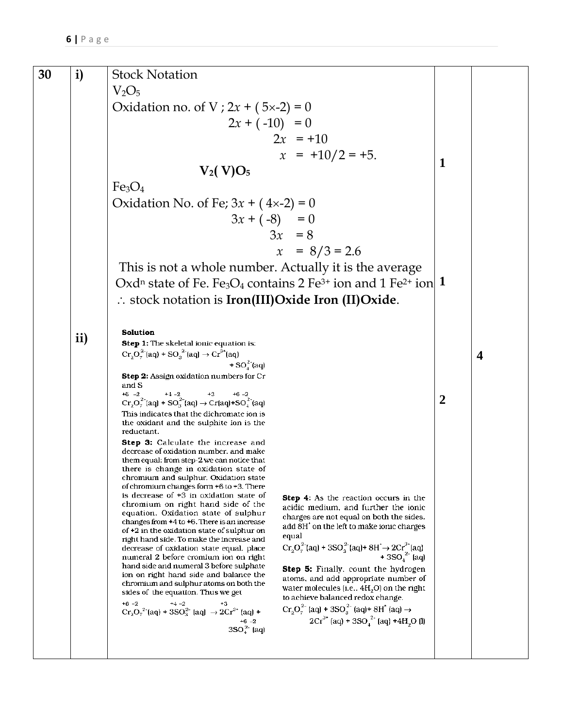| | | | | |
|---|---|---|---|---|
| 30 | i) | Stock Notation<br>$V_2O_5$<br>Oxidation no. of V ; $2x + (5\times-2) = 0$<br>$2x + (-10) = 0$<br>$2x = +10$<br>$x = +10/2 = +5.$<br>**$V_2(V)O_5$**<br>$Fe_3O_4$<br>Oxidation No. of Fe; $3x + (4\times-2) = 0$<br>$3x + (-8) = 0$<br>$3x = 8$<br>$x = 8/3 = 2.6$<br>This is not a whole number. Actually it is the average Oxd$^n$ state of Fe. $Fe_3O_4$ contains 2 $Fe^{3+}$ ion and 1 $Fe^{2+}$ ion<br>$\therefore$ stock notation is **Iron(III)Oxide Iron (II)Oxide**. | 1<br><br>1 | 4 |
| | ii) | **Solution**<br>**Step 1:** The skeletal ionic equation is:<br>$Cr_2O_7^{2-}(aq) + SO_3^{2-}(aq) \rightarrow Cr^{3+}(aq) + SO_4^{2-}(aq)$<br>**Step 2:** Assign oxidation numbers for Cr and S<br>$\overset{+6\ -2}{Cr_2O_7^{2-}}(aq) + \overset{+4\ -2}{SO_3^{2-}}(aq) \rightarrow \overset{+3}{Cr}(aq) + \overset{+6\ -2}{SO_4^{2-}}(aq)$<br>This indicates that the dichromate ion is the oxidant and the sulphite ion is the reductant.<br>**Step 3:** Calculate the increase and decrease of oxidation number, and make them equal: from step-2 we can notice that there is change in oxidation state of chromium and sulphur. Oxidation state of chromium changes form +6 to +3. There is decrease of +3 in oxidation state of chromium on right hand side of the equation. Oxidation state of sulphur changes from +4 to +6. There is an increase of +2 in the oxidation state of sulphur on right hand side. To make the increase and decrease of oxidation state equal, place numeral 2 before cromium ion on right hand side and numeral 3 before sulphate ion on right hand side and balance the chromium and sulphur atoms on both the sides of the equation. Thus we get<br>$\overset{+6\ -2}{Cr_2O_7^{2-}}(aq) + 3\overset{+4\ -2}{SO_3^{2-}}(aq) \rightarrow 2\overset{+3}{Cr^{3+}}(aq) + 3\overset{+6\ -2}{SO_4^{2-}}(aq)$<br>**Step 4:** As the reaction occurs in the acidic medium, and further the ionic charges are not equal on both the sides, add $8H^+$ on the left to make ionic charges equal<br>$Cr_2O_7^{2-}(aq) + 3SO_3^{2-}(aq) + 8H^+ \rightarrow 2Cr^{3+}(aq) + 3SO_4^{2-}(aq)$<br>**Step 5:** Finally, count the hydrogen atoms, and add appropriate number of water molecules (i.e., $4H_2O$) on the right to achieve balanced redox change.<br>$Cr_2O_7^{2-}(aq) + 3SO_3^{2-}(aq) + 8H^+(aq) \rightarrow 2Cr^{3+}(aq) + 3SO_4^{2-}(aq) + 4H_2O(l)$ | 2 | |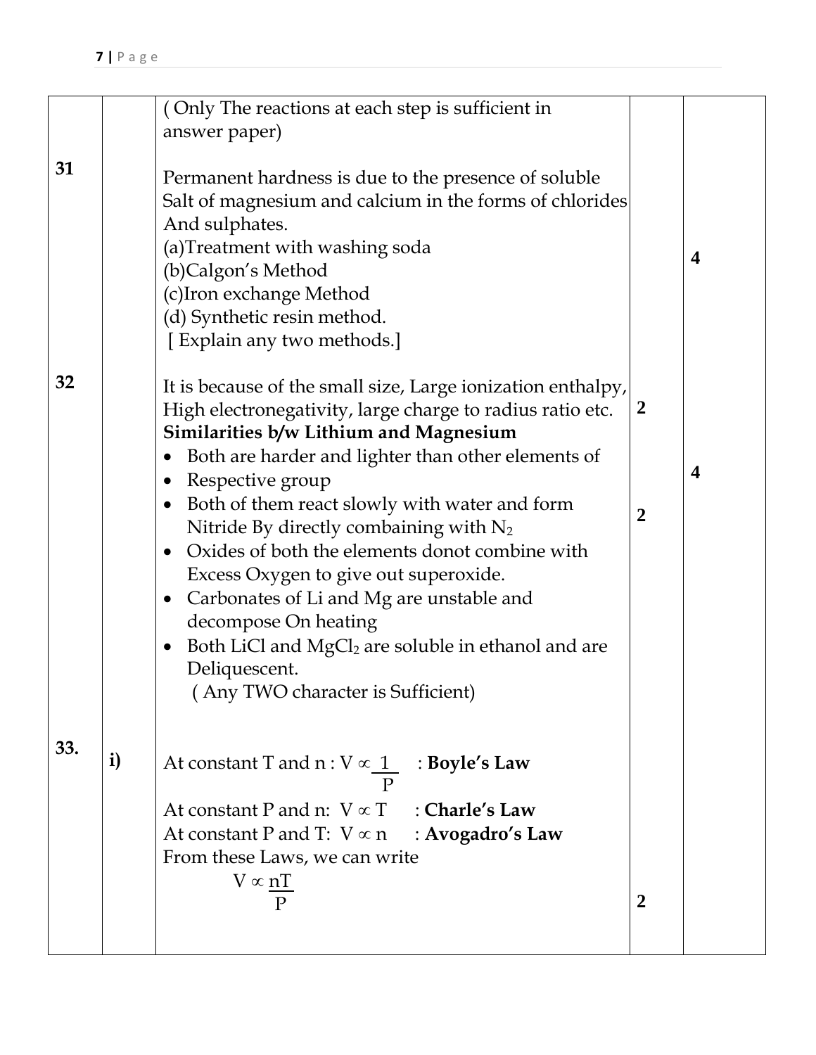| | | | | |
|---|---|---|---|---|
| | | ( Only The reactions at each step is sufficient in answer paper) | | |
| 31 | | Permanent hardness is due to the presence of soluble Salt of magnesium and calcium in the forms of chlorides And sulphates.<br>(a)Treatment with washing soda<br>(b)Calgon's Method<br>(c)Iron exchange Method<br>(d) Synthetic resin method.<br>[ Explain any two methods.] | | 4 |
| 32 | | It is because of the small size, Large ionization enthalpy, High electronegativity, large charge to radius ratio etc. | 2 | 4 |
| | | **Similarities b/w Lithium and Magnesium**<br>• Both are harder and lighter than other elements of<br>• Respective group<br>• Both of them react slowly with water and form Nitride By directly combaining with $N_2$<br>• Oxides of both the elements donot combine with Excess Oxygen to give out superoxide.<br>• Carbonates of Li and Mg are unstable and decompose On heating<br>• Both LiCl and $MgCl_2$ are soluble in ethanol and are Deliquescent.<br>( Any TWO character is Sufficient) | 2 | |
| 33. | i) | At constant T and n : $V \propto \frac{1}{P}$ : **Boyle's Law**<br>At constant P and n: $V \propto T$ : **Charle's Law**<br>At constant P and T: $V \propto n$ : **Avogadro's Law**<br>From these Laws, we can write<br>$V \propto \frac{nT}{P}$ | 2 | |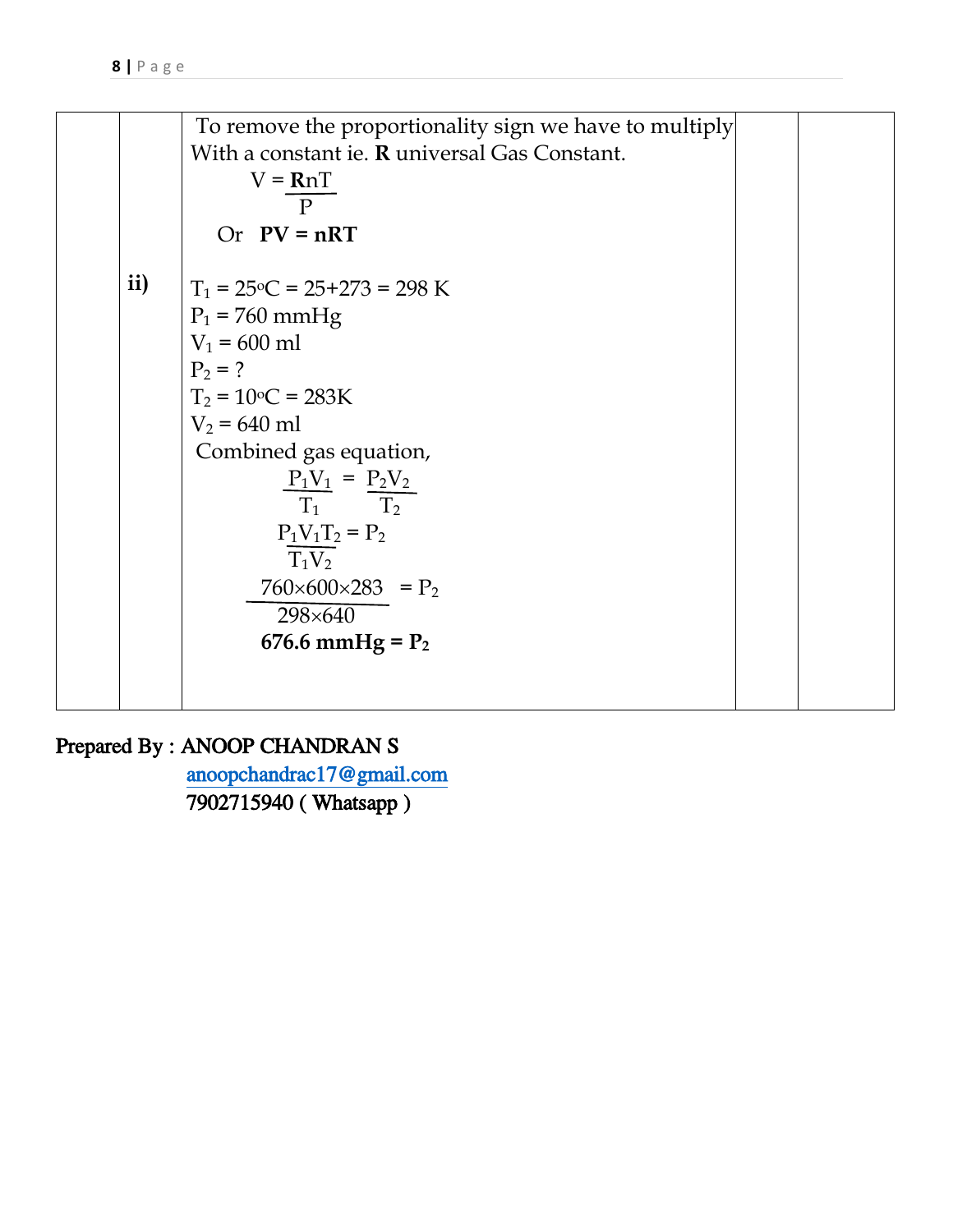| | | | | |
|---|---|---|---|---|
| | | To remove the proportionality sign we have to multiply With a constant ie. **R** universal Gas Constant. $V = \frac{\mathbf{R}nT}{P}$ Or **PV = nRT** | | |
| | **ii)** | $T_1 = 25^oC = 25+273 = 298$ K<br>$P_1 = 760$ mmHg<br>$V_1 = 600$ ml<br>$P_2 = ?$<br>$T_2 = 10^oC = 283K$<br>$V_2 = 640$ ml<br>Combined gas equation,<br>$\frac{P_1V_1}{T_1} = \frac{P_2V_2}{T_2}$<br>$\frac{P_1V_1T_2}{T_1V_2} = P_2$<br>$\frac{760 \times 600 \times 283}{298 \times 640} = P_2$<br>**676.6 mmHg = $P_2$** | | |

Prepared By : ANOOP CHANDRAN S
anoopchandrac17@gmail.com
7902715940 ( Whatsapp )